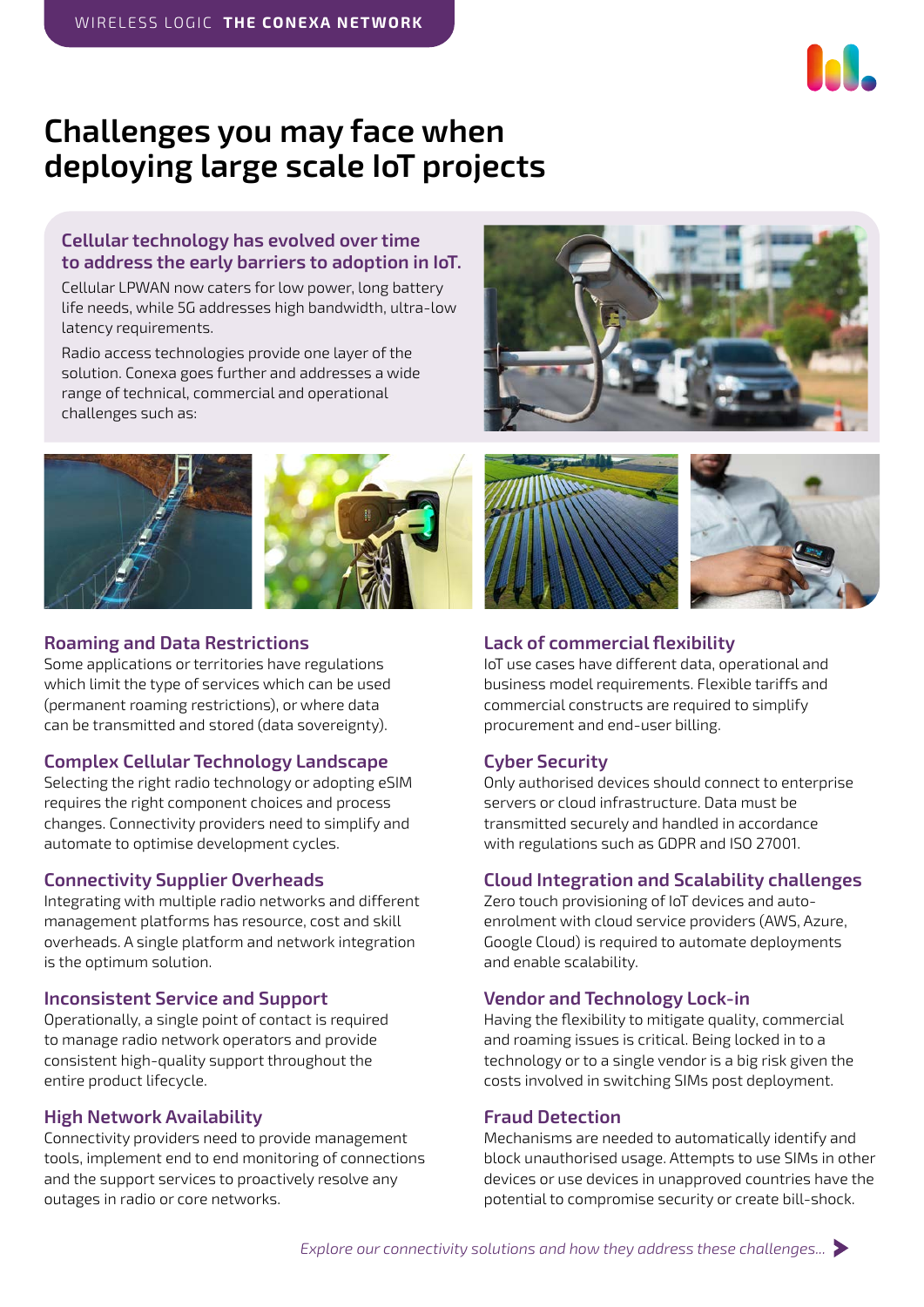# Challenges you may face when deploying large scale IoT projects

## Cellular technology has evolved over time to address the early barriers to adoption in IoT.

Cellular LPWAN now caters for low power, long battery life needs, while 5G addresses high bandwidth, ultra-low latency requirements.

Radio access technologies provide one layer of the solution. Conexa goes further and addresses a wide range of technical, commercial and operational challenges such as:

### Roaming and Data Restrictions

Some applications or territories have regulations which limit the type of services which can be used (permanent roaming restrictions), or where data can be transmitted and stored (data sovereignty).

### Complex Cellular Technology Landscape

Selecting the right radio technology or adopting eSIM requires the right component choices and process changes. Connectivity providers need to simplify and automate to optimise development cycles.

### Connectivity Supplier Overheads

Integrating with multiple radio networks and different management platforms has resource, cost and skill overheads. A single platform and network integration is the optimum solution.

### Inconsistent Service and Support

Operationally, a single point of contact is required to manage radio network operators and provide consistent high-quality support throughout the entire product lifecycle.

### High Network Availability

Connectivity providers need to provide management tools, implement end to end monitoring of connections and the support services to proactively resolve any outages in radio or core networks.

### Lack of commercial flexibility

IoT use cases have different data, operational and business model requirements. Flexible tariffs and commercial constructs are required to simplify procurement and end-user billing.

### Cyber Security

Only authorised devices should connect to enterprise servers or cloud infrastructure. Data must be transmitted securely and handled in accordance with regulations such as GDPR and ISO 27001.

### Cloud Integration and Scalability challenges

Zero touch provisioning of IoT devices and auto-enrolment with cloud service providers (AWS, Azure, Google Cloud) is required to automate deployments and enable scalability.

### Vendor and Technology Lock-in

Having the flexibility to mitigate quality, commercial and roaming issues is critical. Being locked in to a technology or to a single vendor is a big risk given the costs involved in switching SIMs post deployment.

### Fraud Detection

Mechanisms are needed to automatically identify and block unauthorised usage. Attempts to use SIMs in other devices or use devices in unapproved countries have the potential to compromise security or create bill-shock.

*Explore our connectivity solutions and how they address these challenges...*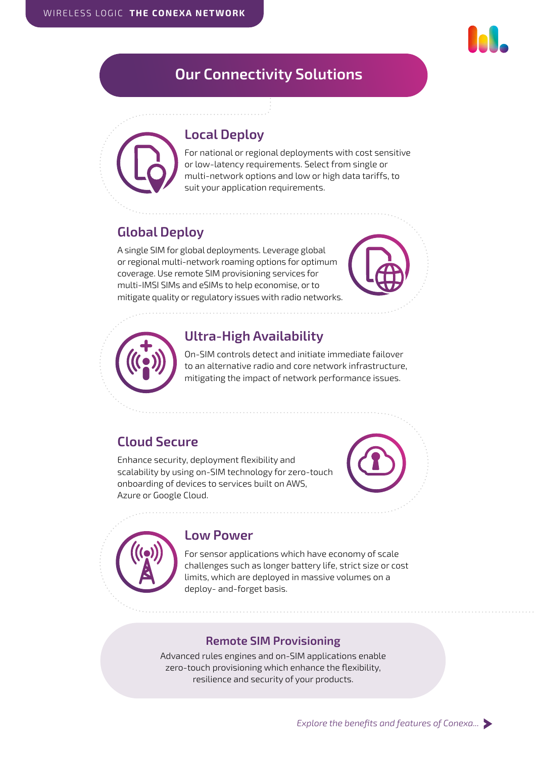# Our Connectivity Solutions

## Local Deploy

For national or regional deployments with cost sensitive or low-latency requirements. Select from single or multi-network options and low or high data tariffs, to suit your application requirements.

## Global Deploy

A single SIM for global deployments. Leverage global or regional multi-network roaming options for optimum coverage. Use remote SIM provisioning services for multi-IMSI SIMs and eSIMs to help economise, or to mitigate quality or regulatory issues with radio networks.

## Ultra-High Availability

On-SIM controls detect and initiate immediate failover to an alternative radio and core network infrastructure, mitigating the impact of network performance issues.

## Cloud Secure

Enhance security, deployment flexibility and scalability by using on-SIM technology for zero-touch onboarding of devices to services built on AWS, Azure or Google Cloud.

## Low Power

For sensor applications which have economy of scale challenges such as longer battery life, strict size or cost limits, which are deployed in massive volumes on a deploy- and-forget basis.

### Remote SIM Provisioning

Advanced rules engines and on-SIM applications enable zero-touch provisioning which enhance the flexibility, resilience and security of your products.

*Explore the benefits and features of Conexa...*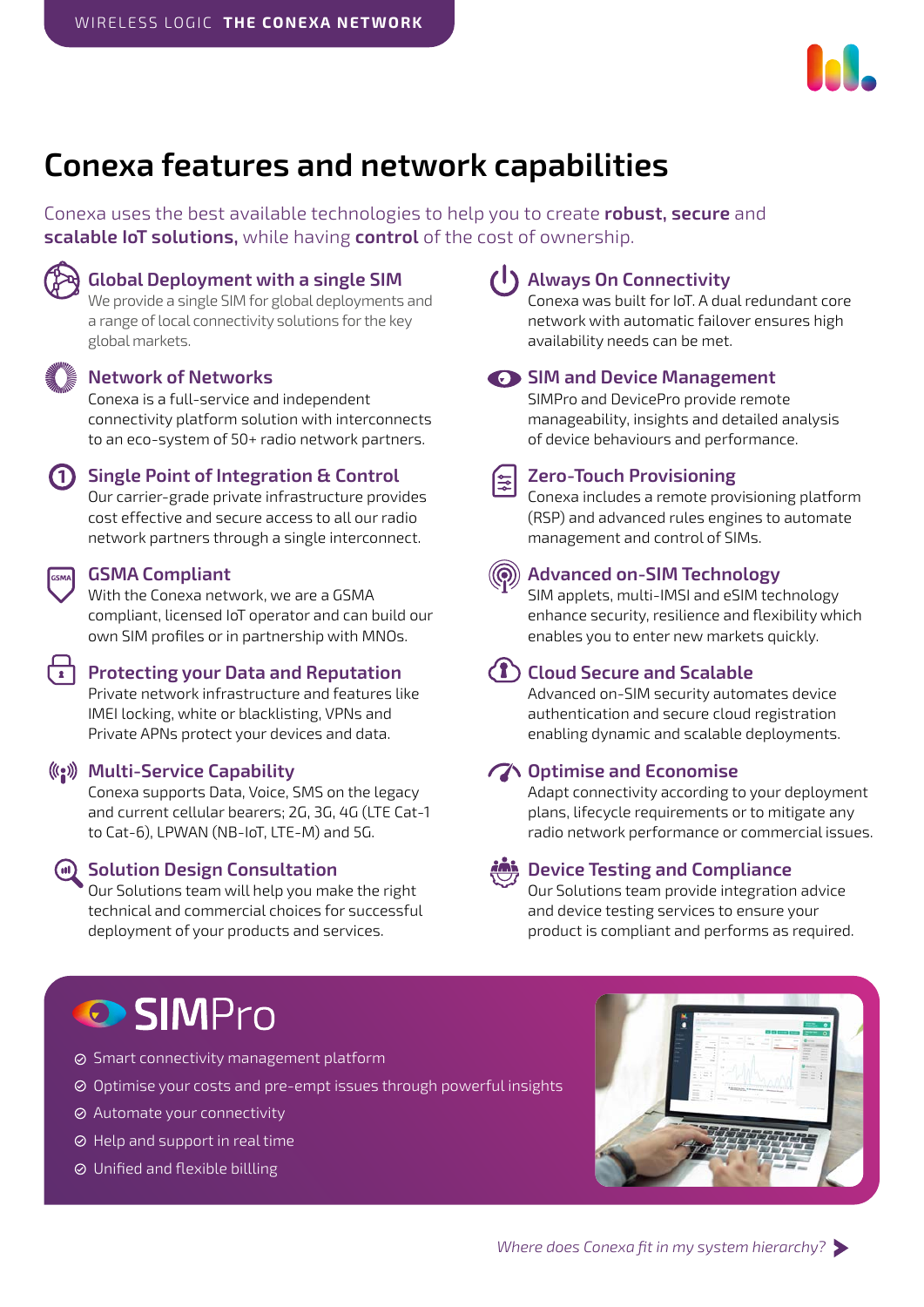# Conexa features and network capabilities

Conexa uses the best available technologies to help you to create **robust, secure** and **scalable IoT solutions,** while having **control** of the cost of ownership.

### Global Deployment with a single SIM

We provide a single SIM for global deployments and a range of local connectivity solutions for the key global markets.

### Network of Networks

Conexa is a full-service and independent connectivity platform solution with interconnects to an eco-system of 50+ radio network partners.

### Single Point of Integration & Control

Our carrier-grade private infrastructure provides cost effective and secure access to all our radio network partners through a single interconnect.

### GSMA Compliant

With the Conexa network, we are a GSMA compliant, licensed IoT operator and can build our own SIM profiles or in partnership with MNOs.

### Protecting your Data and Reputation

Private network infrastructure and features like IMEI locking, white or blacklisting, VPNs and Private APNs protect your devices and data.

### Multi-Service Capability

Conexa supports Data, Voice, SMS on the legacy and current cellular bearers; 2G, 3G, 4G (LTE Cat-1 to Cat-6), LPWAN (NB-IoT, LTE-M) and 5G.

### Solution Design Consultation

Our Solutions team will help you make the right technical and commercial choices for successful deployment of your products and services.

### Always On Connectivity

Conexa was built for IoT. A dual redundant core network with automatic failover ensures high availability needs can be met.

### SIM and Device Management

SIMPro and DevicePro provide remote manageability, insights and detailed analysis of device behaviours and performance.

### Zero-Touch Provisioning

Conexa includes a remote provisioning platform (RSP) and advanced rules engines to automate management and control of SIMs.

### Advanced on-SIM Technology

SIM applets, multi-IMSI and eSIM technology enhance security, resilience and flexibility which enables you to enter new markets quickly.

### Cloud Secure and Scalable

Advanced on-SIM security automates device authentication and secure cloud registration enabling dynamic and scalable deployments.

### Optimise and Economise

Adapt connectivity according to your deployment plans, lifecycle requirements or to mitigate any radio network performance or commercial issues.

### Device Testing and Compliance

Our Solutions team provide integration advice and device testing services to ensure your product is compliant and performs as required.

## SIMPro

- Smart connectivity management platform
- Optimise your costs and pre-empt issues through powerful insights
- Automate your connectivity
- Help and support in real time
- Unified and flexible billling

*Where does Conexa fit in my system hierarchy?*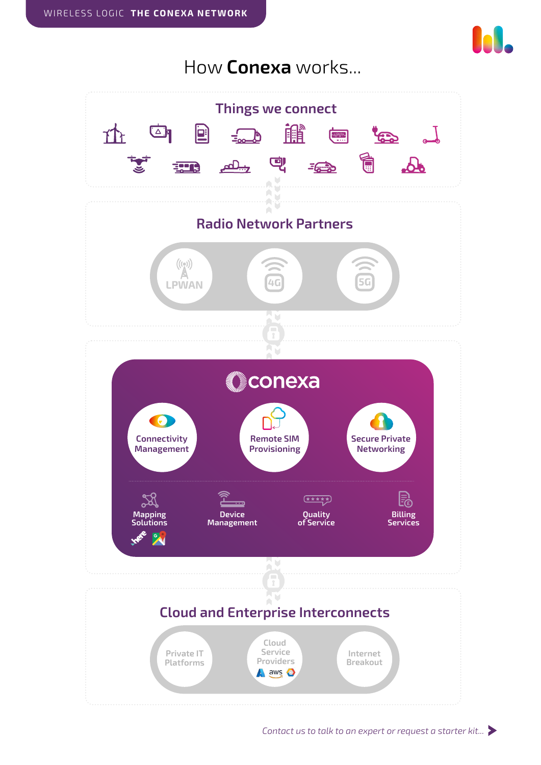# How **Conexa** works...

## Things we connect

## Radio Network Partners

- LPWAN
- 4G
- 5G

## conexa

- Connectivity Management
- Remote SIM Provisioning
- Secure Private Networking

- Mapping Solutions
- Device Management
- Quality of Service
- Billing Services

## Cloud and Enterprise Interconnects

- Private IT Platforms
- Cloud Service Providers
- Internet Breakout

*Contact us to talk to an expert or request a starter kit...*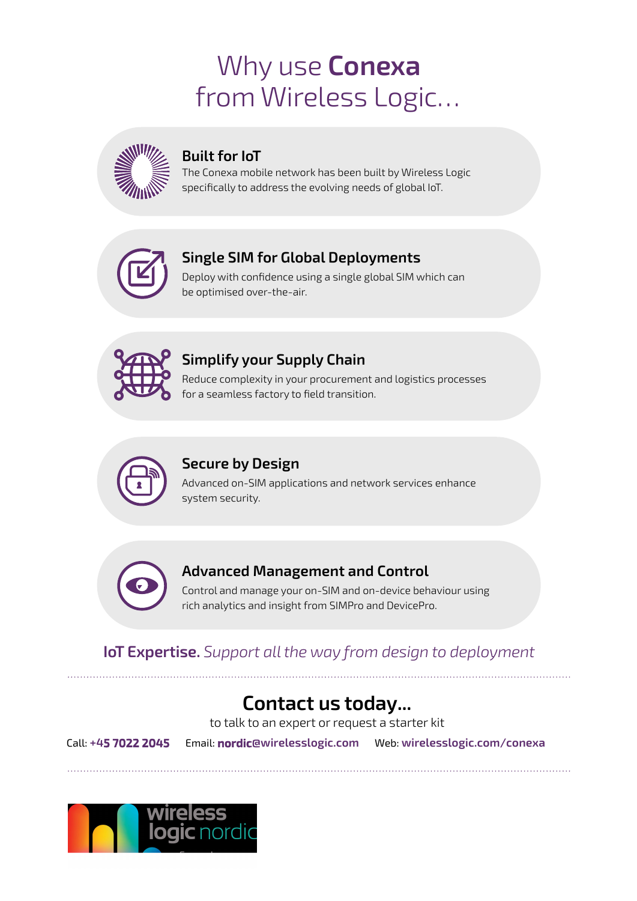# Why use **Conexa** from Wireless Logic...

### Built for IoT

The Conexa mobile network has been built by Wireless Logic specifically to address the evolving needs of global IoT.

### Single SIM for Global Deployments

Deploy with confidence using a single global SIM which can be optimised over-the-air.

### Simplify your Supply Chain

Reduce complexity in your procurement and logistics processes for a seamless factory to field transition.

### Secure by Design

Advanced on-SIM applications and network services enhance system security.

### Advanced Management and Control

Control and manage your on-SIM and on-device behaviour using rich analytics and insight from SIMPro and DevicePro.

**IoT Expertise.** *Support all the way from design to deployment*

## Contact us today...

to talk to an expert or request a starter kit

Call: **+45 7022 2045** Email: **nordic@wirelesslogic.com** Web: **wirelesslogic.com/conexa**

wireless logic nordic